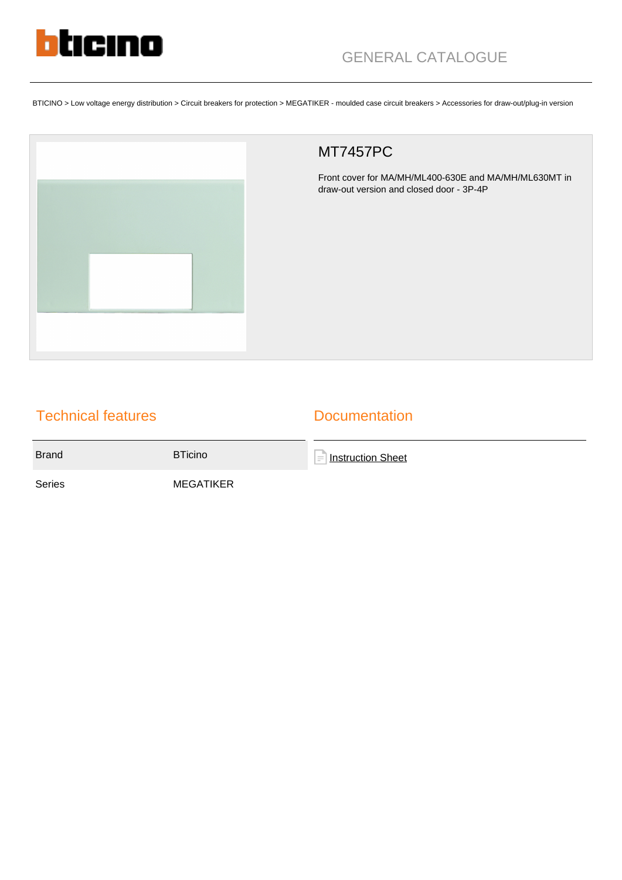bticino

GENERAL CATALOGUE

BTICINO > Low voltage energy distribution > Circuit breakers for protection > MEGATIKER - moulded case circuit breakers > Accessories for draw-out/plug-in version

# MT7457PC

Front cover for MA/MH/ML400-630E and MA/MH/ML630MT in draw-out version and closed door - 3P-4P

## Technical features

| | |
|---|---|
| Brand | BTicino |
| Series | MEGATIKER |

## Documentation

Instruction Sheet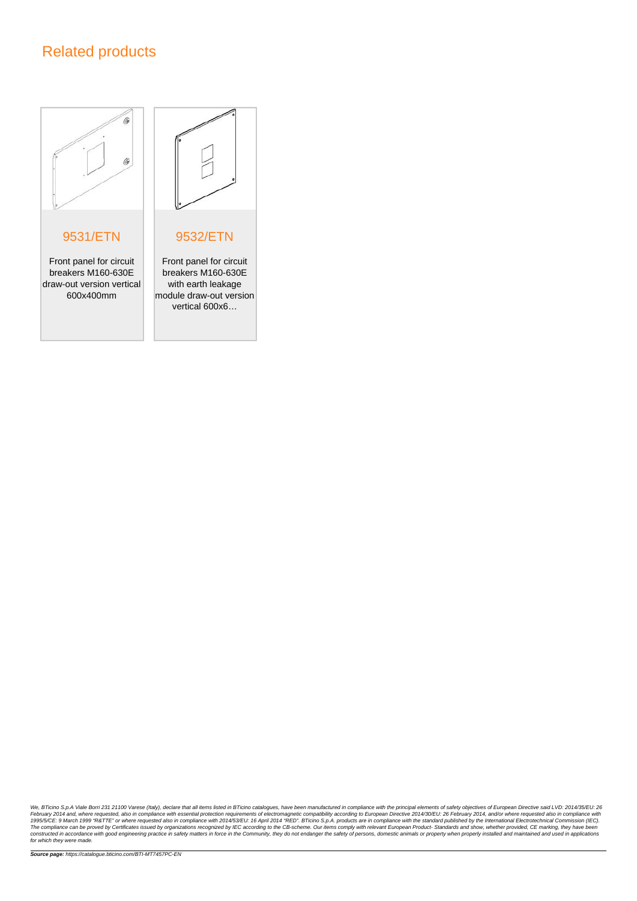# Related products

## 9531/ETN

Front panel for circuit breakers M160-630E draw-out version vertical 600x400mm

## 9532/ETN

Front panel for circuit breakers M160-630E with earth leakage module draw-out version vertical 600x6…

*We, BTicino S.p.A Viale Borri 231 21100 Varese (Italy), declare that all items listed in BTicino catalogues, have been manufactured in compliance with the principal elements of safety objectives of European Directive said LVD: 2014/35/EU: 26 February 2014 and, where requested, also in compliance with essential protection requirements of electromagnetic compatibility according to European Directive 2014/30/EU: 26 February 2014, and/or where requested also in compliance with 1995/5/CE: 9 March 1999 "R&TTE" or where requested also in compliance with 2014/53/EU: 16 April 2014 "RED". BTicino S.p.A. products are in compliance with the standard published by the International Electrotechnical Commission (IEC). The compliance can be proved by Certificates issued by organizations recognized by IEC according to the CB-scheme. Our items comply with relevant European Product- Standards and show, whether provided, CE marking, they have been constructed in accordance with good engineering practice in safety matters in force in the Community, they do not endanger the safety of persons, domestic animals or property when properly installed and maintained and used in applications for which they were made.*

**Source page:** *https://catalogue.bticino.com/BTI-MT7457PC-EN*